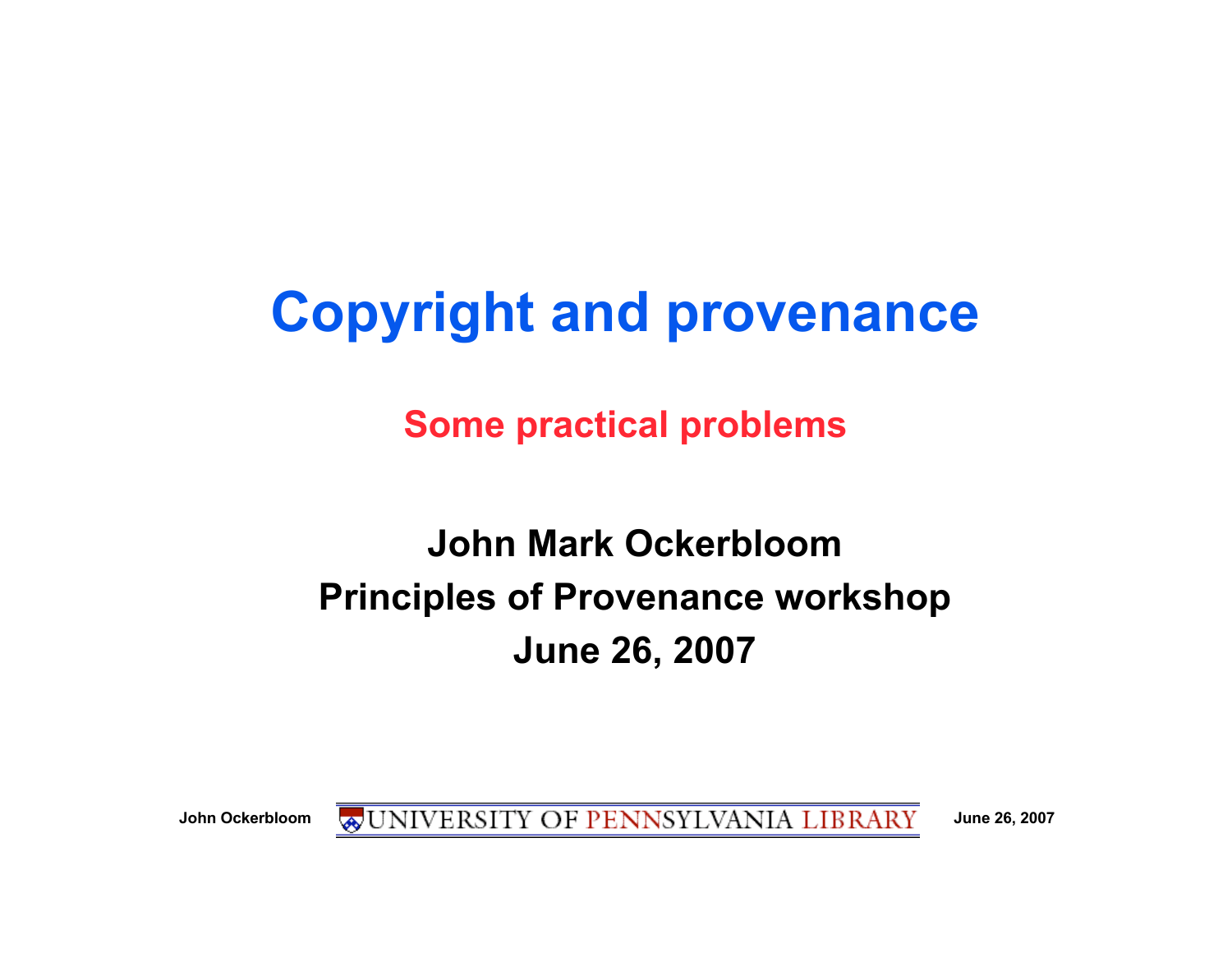# Copyright and provenance

## Some practical problems

**John Mark Ockerbloom**
**Principles of Provenance workshop**
**June 26, 2007**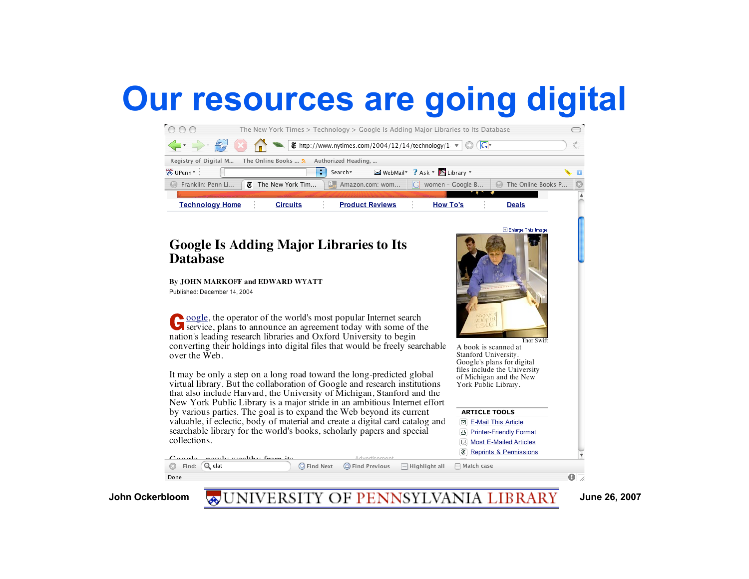# Our resources are going digital

The New York Times > Technology > Google Is Adding Major Libraries to Its Database

Technology Home | Circuits | Product Reviews | How To's | Deals

## Google Is Adding Major Libraries to Its Database

By JOHN MARKOFF and EDWARD WYATT
Published: December 14, 2004

Google, the operator of the world's most popular Internet search service, plans to announce an agreement today with some of the nation's leading research libraries and Oxford University to begin converting their holdings into digital files that would be freely searchable over the Web.

It may be only a step on a long road toward the long-predicted global virtual library. But the collaboration of Google and research institutions that also include Harvard, the University of Michigan, Stanford and the New York Public Library is a major stride in an ambitious Internet effort by various parties. The goal is to expand the Web beyond its current valuable, if eclectic, body of material and create a digital card catalog and searchable library for the world's books, scholarly papers and special collections.

Thor Swift

A book is scanned at Stanford University. Google's plans for digital files include the University of Michigan and the New York Public Library.

ARTICLE TOOLS
- E-Mail This Article
- Printer-Friendly Format
- Most E-Mailed Articles
- Reprints & Permissions

John Ockerbloom — UNIVERSITY OF PENNSYLVANIA LIBRARY — June 26, 2007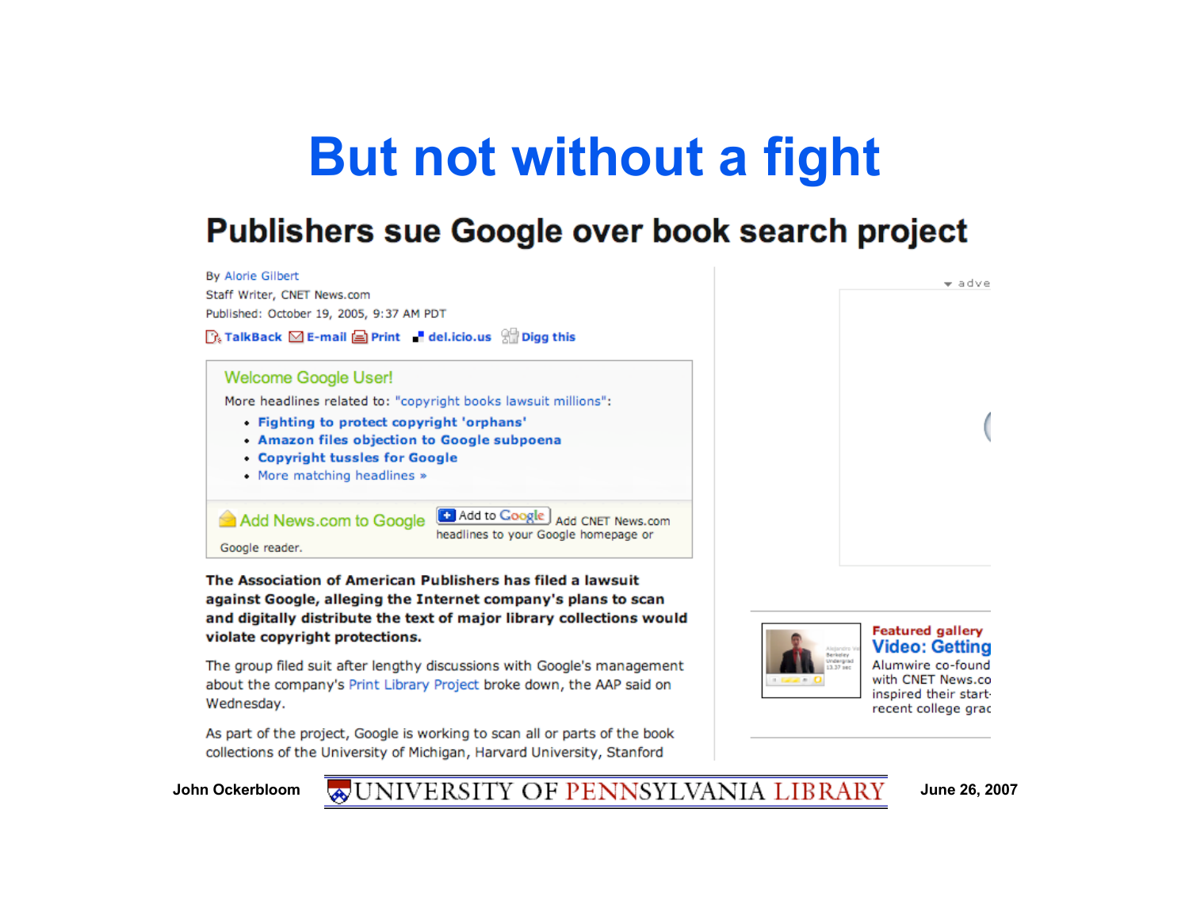# But not without a fight

## Publishers sue Google over book search project

By Alorie Gilbert
Staff Writer, CNET News.com
Published: October 19, 2005, 9:37 AM PDT

TalkBack E-mail Print del.icio.us Digg this

Welcome Google User!

More headlines related to: "copyright books lawsuit millions":

- Fighting to protect copyright 'orphans'
- Amazon files objection to Google subpoena
- Copyright tussles for Google
- More matching headlines »

Add News.com to Google | Add to Google | Add CNET News.com headlines to your Google homepage or Google reader.

**The Association of American Publishers has filed a lawsuit against Google, alleging the Internet company's plans to scan and digitally distribute the text of major library collections would violate copyright protections.**

The group filed suit after lengthy discussions with Google's management about the company's Print Library Project broke down, the AAP said on Wednesday.

As part of the project, Google is working to scan all or parts of the book collections of the University of Michigan, Harvard University, Stanford

Featured gallery
Video: Getting
Alumwire co-found
with CNET News.co
inspired their start-
recent college grad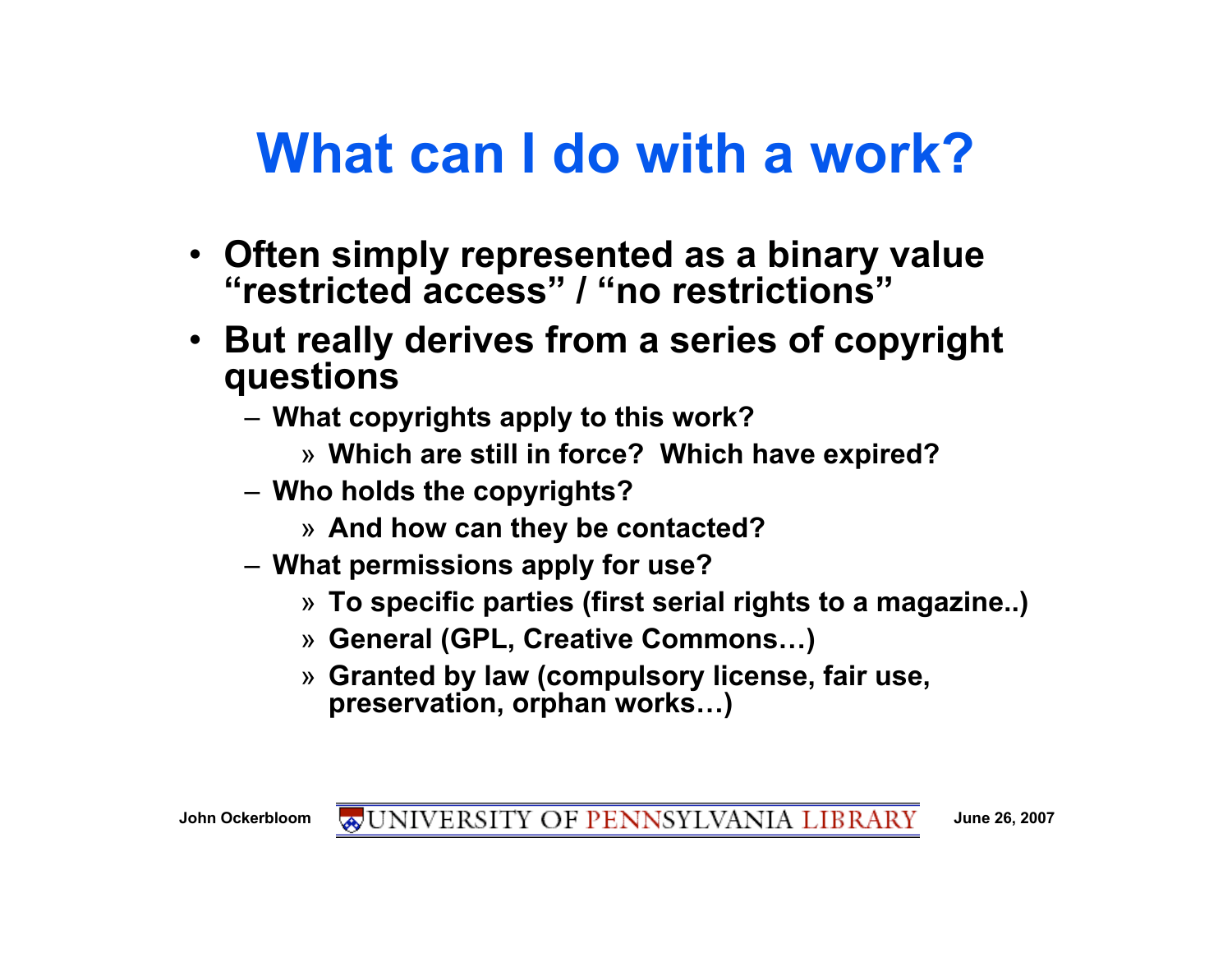# What can I do with a work?

- **Often simply represented as a binary value "restricted access" / "no restrictions"**
- **But really derives from a series of copyright questions**
  - **What copyrights apply to this work?**
    - **Which are still in force? Which have expired?**
  - **Who holds the copyrights?**
    - **And how can they be contacted?**
  - **What permissions apply for use?**
    - **To specific parties (first serial rights to a magazine..)**
    - **General (GPL, Creative Commons…)**
    - **Granted by law (compulsory license, fair use, preservation, orphan works…)**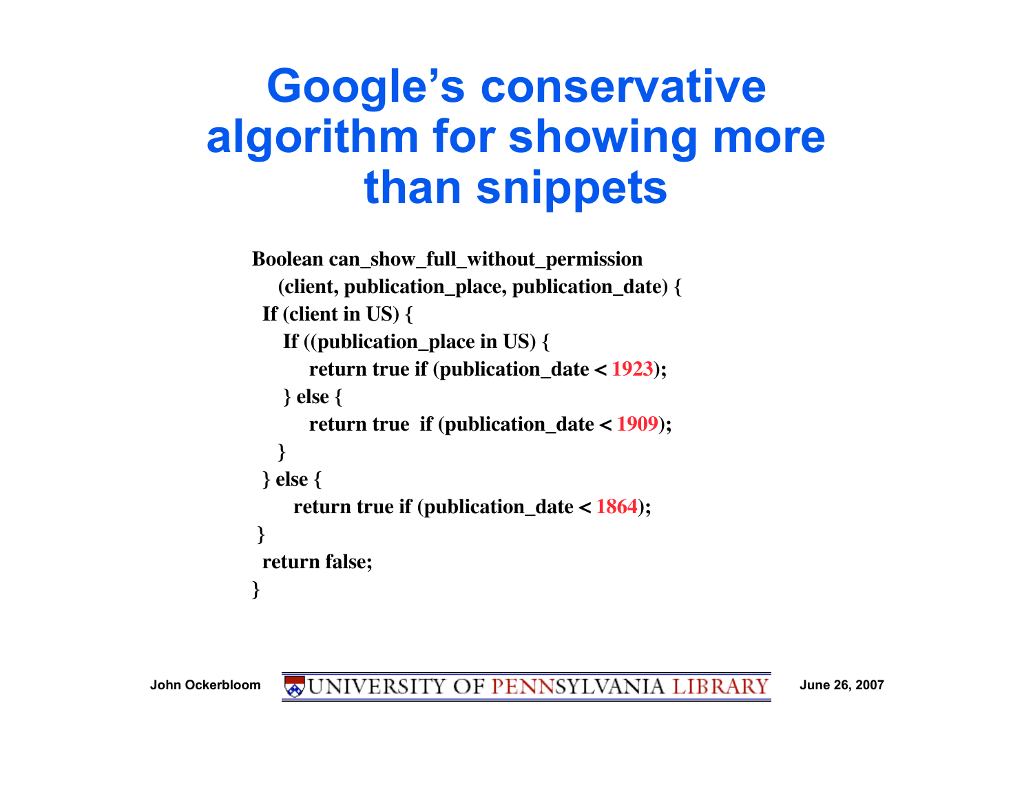# Google's conservative algorithm for showing more than snippets

```
Boolean can_show_full_without_permission
   (client, publication_place, publication_date) {
 If (client in US) {
    If ((publication_place in US) {
        return true if (publication_date < 1923);
    } else {
        return true  if (publication_date < 1909);
    }
 } else {
      return true if (publication_date < 1864);
}
 return false;
}
```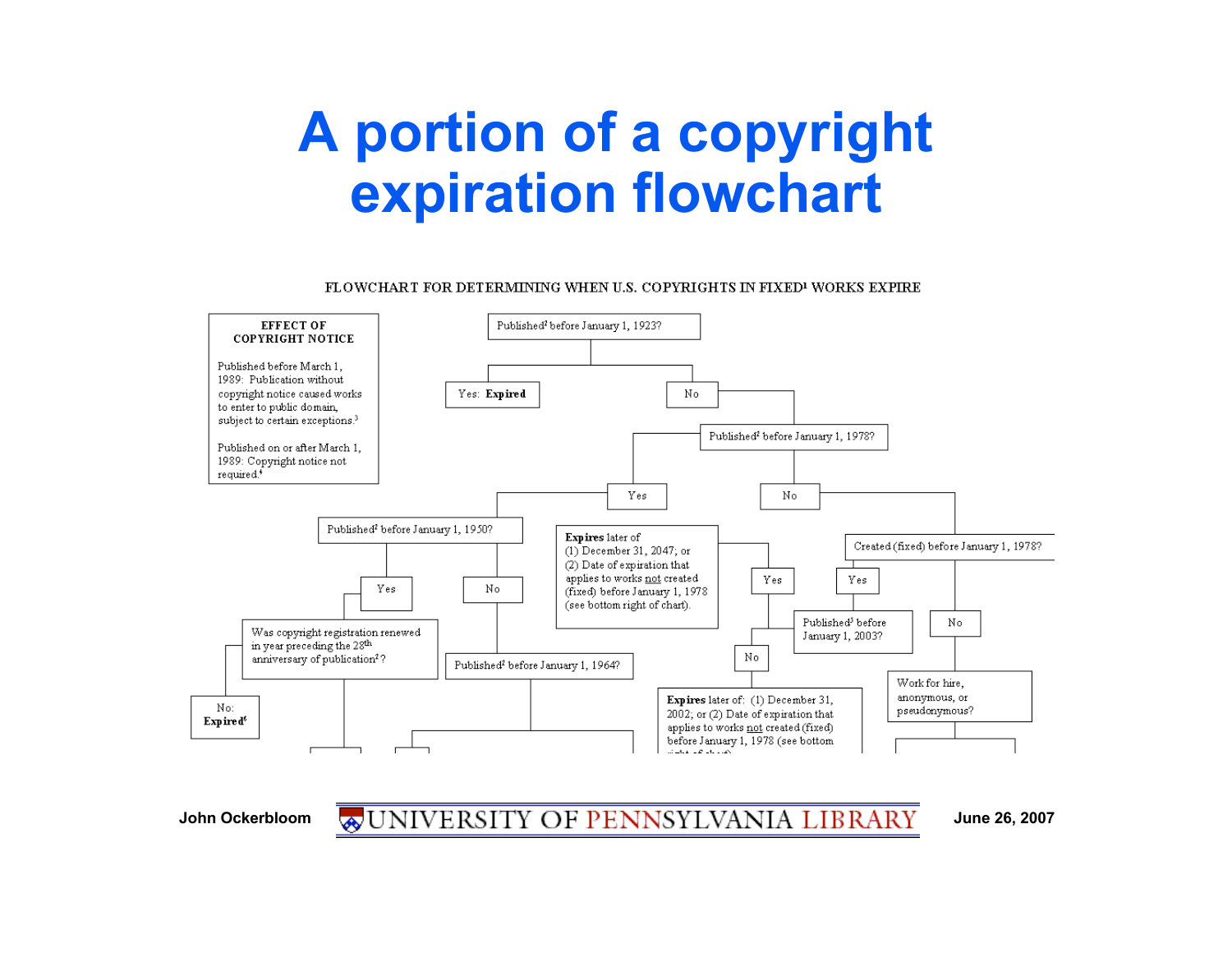# A portion of a copyright expiration flowchart

FLOWCHART FOR DETERMINING WHEN U.S. COPYRIGHTS IN FIXED[1] WORKS EXPIRE

**EFFECT OF COPYRIGHT NOTICE**

Published before March 1, 1989: Publication without copyright notice caused works to enter to public domain, subject to certain exceptions.[3]

Published on or after March 1, 1989: Copyright notice not required.[4]

Published[2] before January 1, 1923?

- Yes: **Expired**
- No → Published[2] before January 1, 1978?
  - Yes → Published[2] before January 1, 1950?
    - Yes → Was copyright registration renewed in year preceding the 28th anniversary of publication[2]?
      - No: **Expired**[6]
    - No → Published[2] before January 1, 1964?
  - No → Created (fixed) before January 1, 1978?
    - Yes → Published[5] before January 1, 2003?
      - Yes → **Expires** later of (1) December 31, 2047; or (2) Date of expiration that applies to works not created (fixed) before January 1, 1978 (see bottom right of chart).
      - No → **Expires** later of: (1) December 31, 2002; or (2) Date of expiration that applies to works not created (fixed) before January 1, 1978 (see bottom right of chart).
    - No → Work for hire, anonymous, or pseudonymous?

John Ockerbloom — UNIVERSITY OF PENNSYLVANIA LIBRARY — June 26, 2007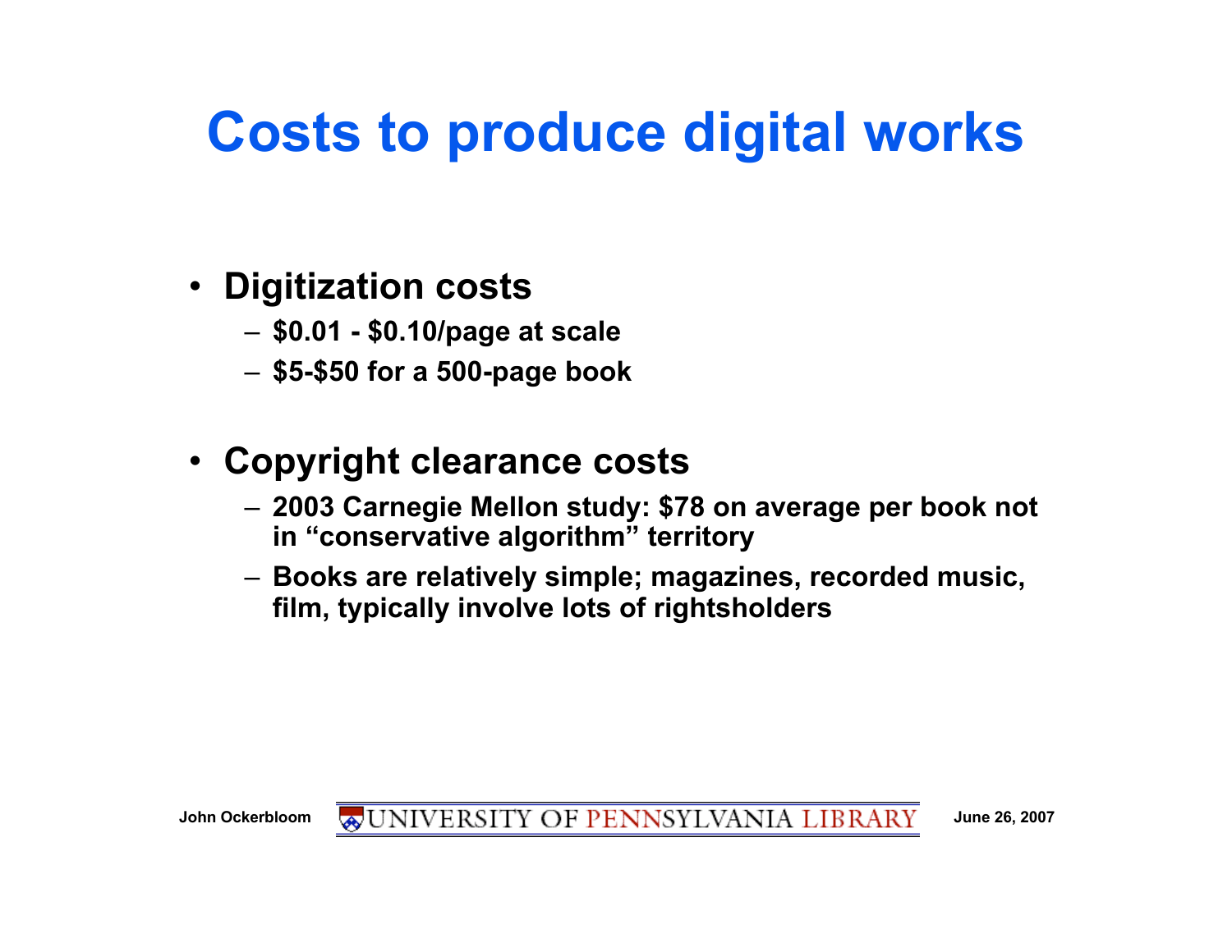# Costs to produce digital works

- **Digitization costs**
  - **$0.01 - $0.10/page at scale**
  - **$5-$50 for a 500-page book**

- **Copyright clearance costs**
  - **2003 Carnegie Mellon study: $78 on average per book not in "conservative algorithm" territory**
  - **Books are relatively simple; magazines, recorded music, film, typically involve lots of rightsholders**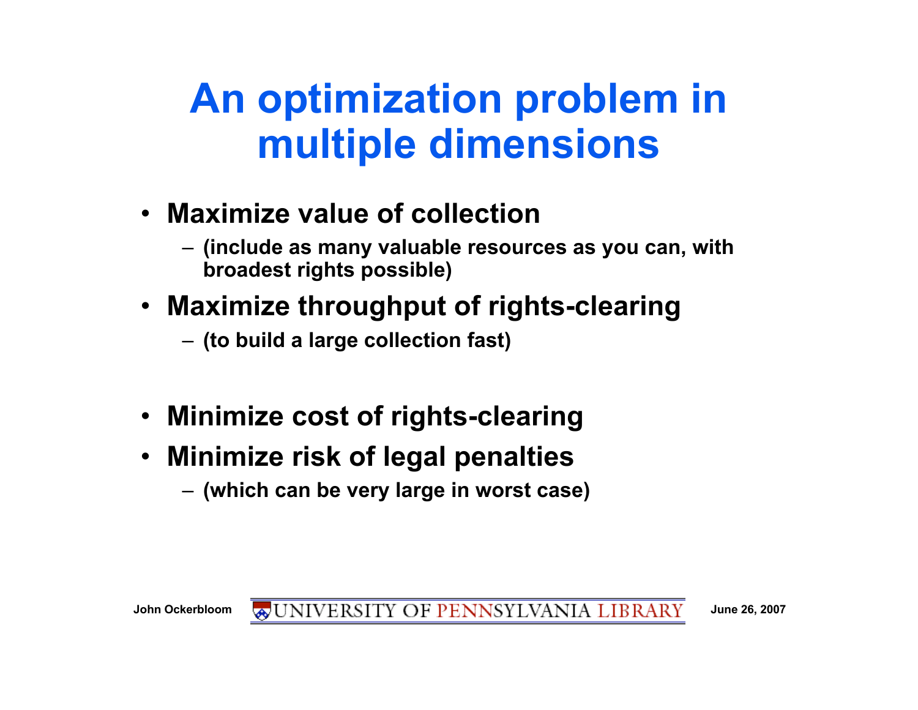# An optimization problem in multiple dimensions

- **Maximize value of collection**
  - **(include as many valuable resources as you can, with broadest rights possible)**
- **Maximize throughput of rights-clearing**
  - **(to build a large collection fast)**
- **Minimize cost of rights-clearing**
- **Minimize risk of legal penalties**
  - **(which can be very large in worst case)**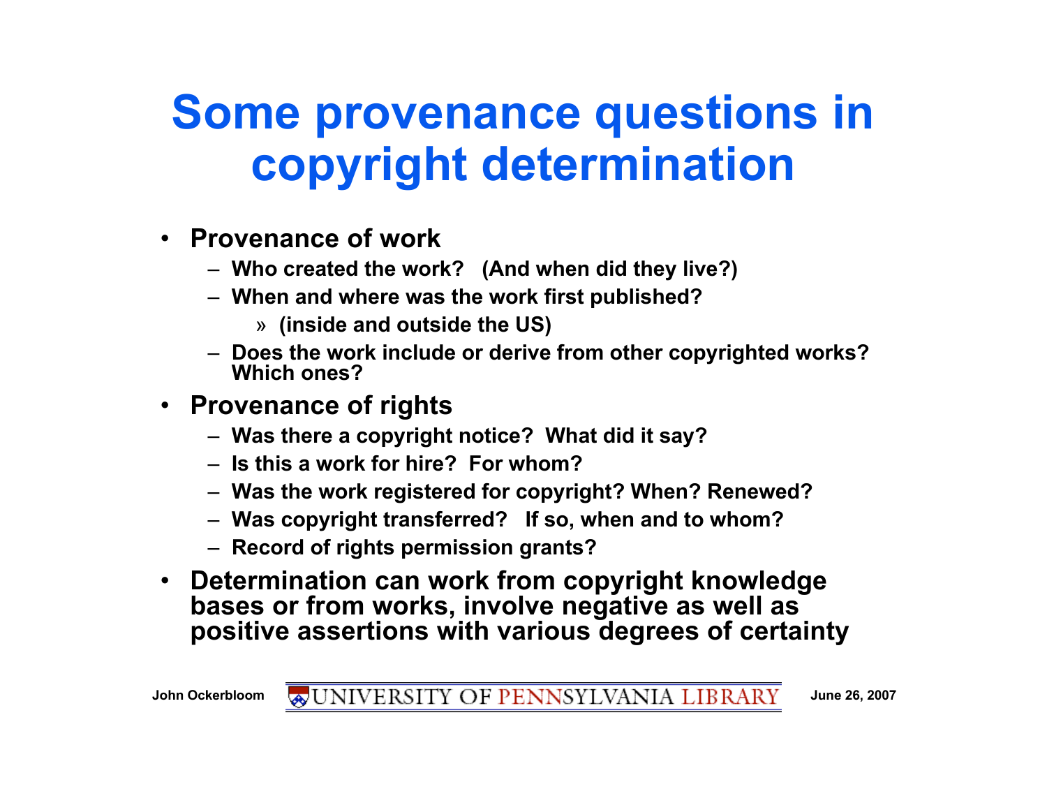# Some provenance questions in copyright determination

- **Provenance of work**
  - **Who created the work? (And when did they live?)**
  - **When and where was the work first published?**
    - **(inside and outside the US)**
  - **Does the work include or derive from other copyrighted works? Which ones?**
- **Provenance of rights**
  - **Was there a copyright notice? What did it say?**
  - **Is this a work for hire? For whom?**
  - **Was the work registered for copyright? When? Renewed?**
  - **Was copyright transferred? If so, when and to whom?**
  - **Record of rights permission grants?**
- **Determination can work from copyright knowledge bases or from works, involve negative as well as positive assertions with various degrees of certainty**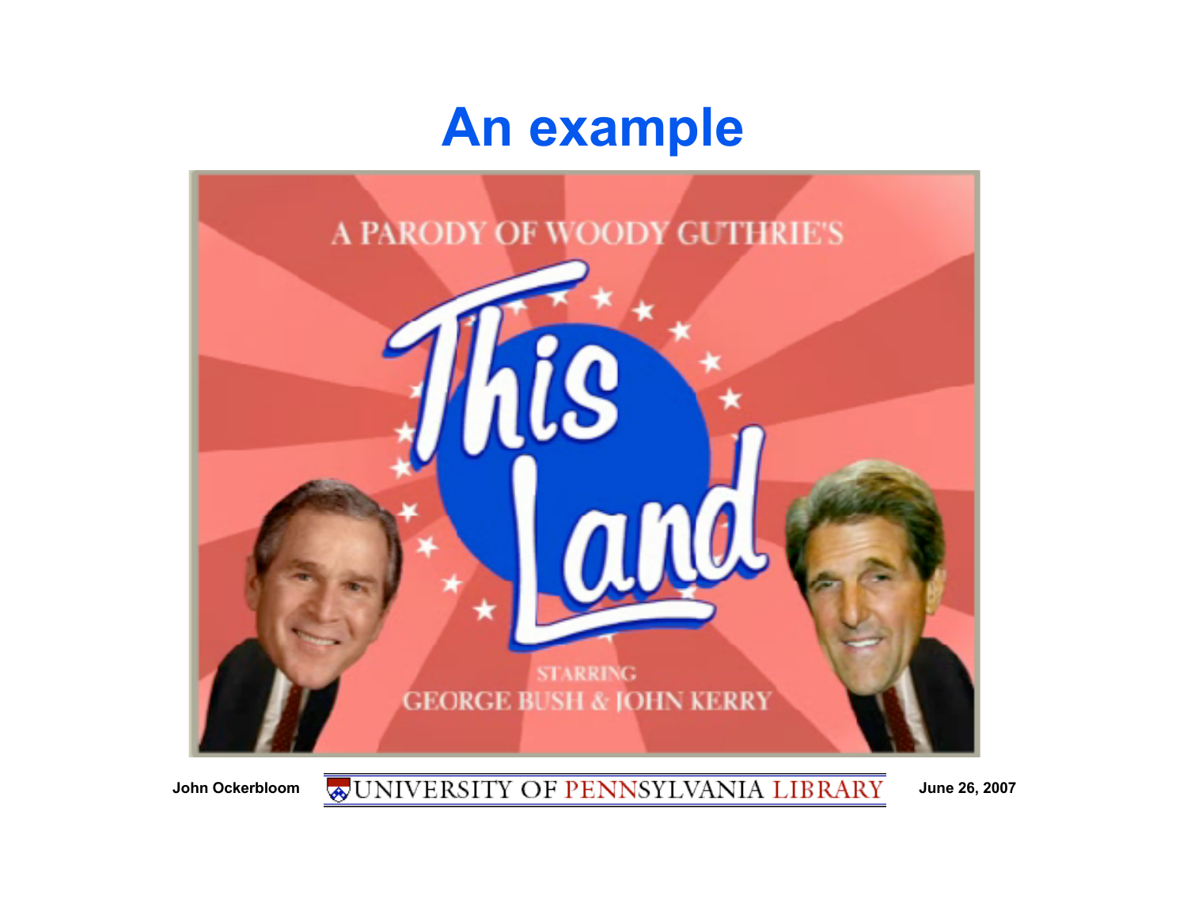# An example

A PARODY OF WOODY GUTHRIE'S

This Land

STARRING

GEORGE BUSH & JOHN KERRY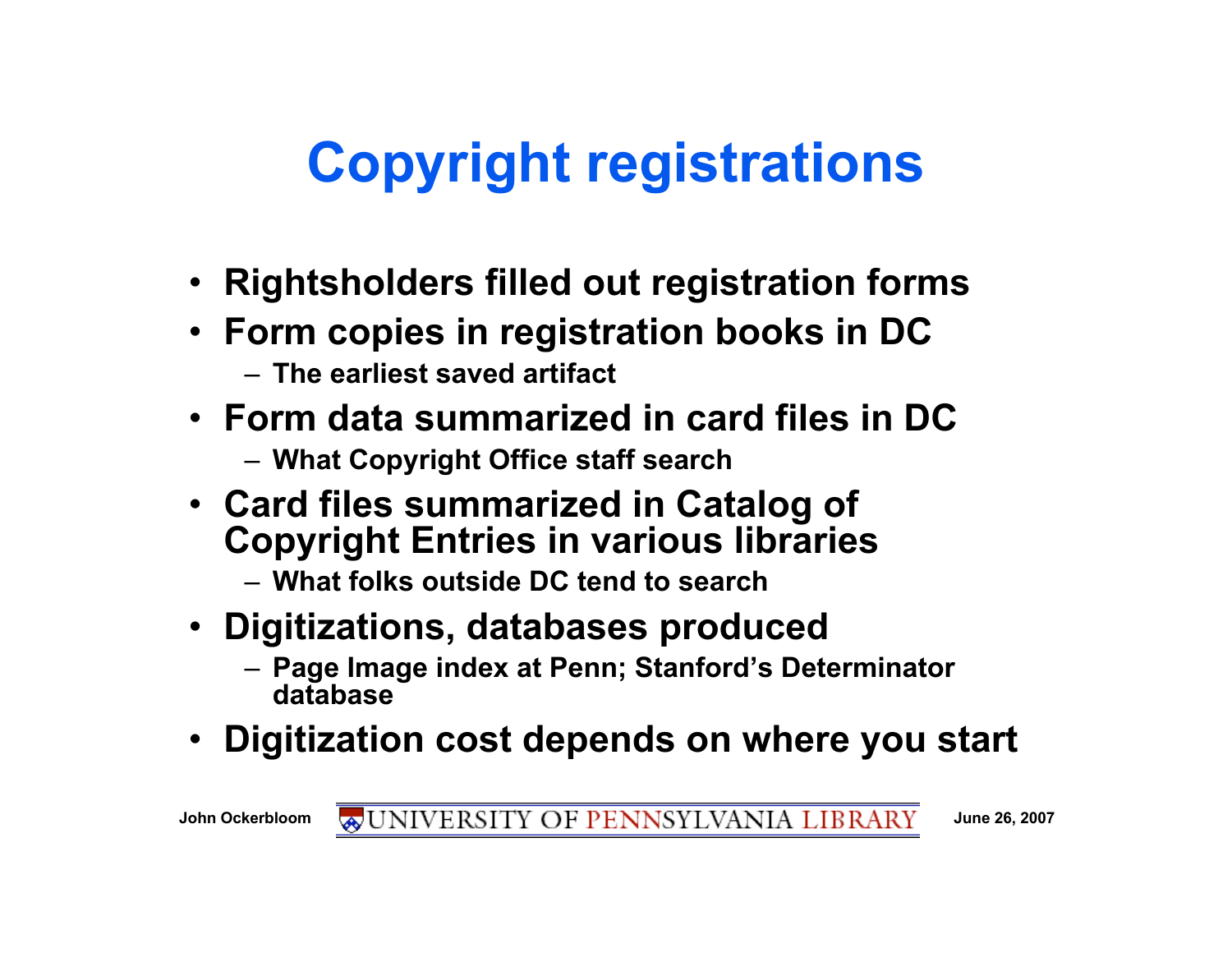# Copyright registrations

- **Rightsholders filled out registration forms**
- **Form copies in registration books in DC**
  - **The earliest saved artifact**
- **Form data summarized in card files in DC**
  - **What Copyright Office staff search**
- **Card files summarized in Catalog of Copyright Entries in various libraries**
  - **What folks outside DC tend to search**
- **Digitizations, databases produced**
  - **Page Image index at Penn; Stanford's Determinator database**
- **Digitization cost depends on where you start**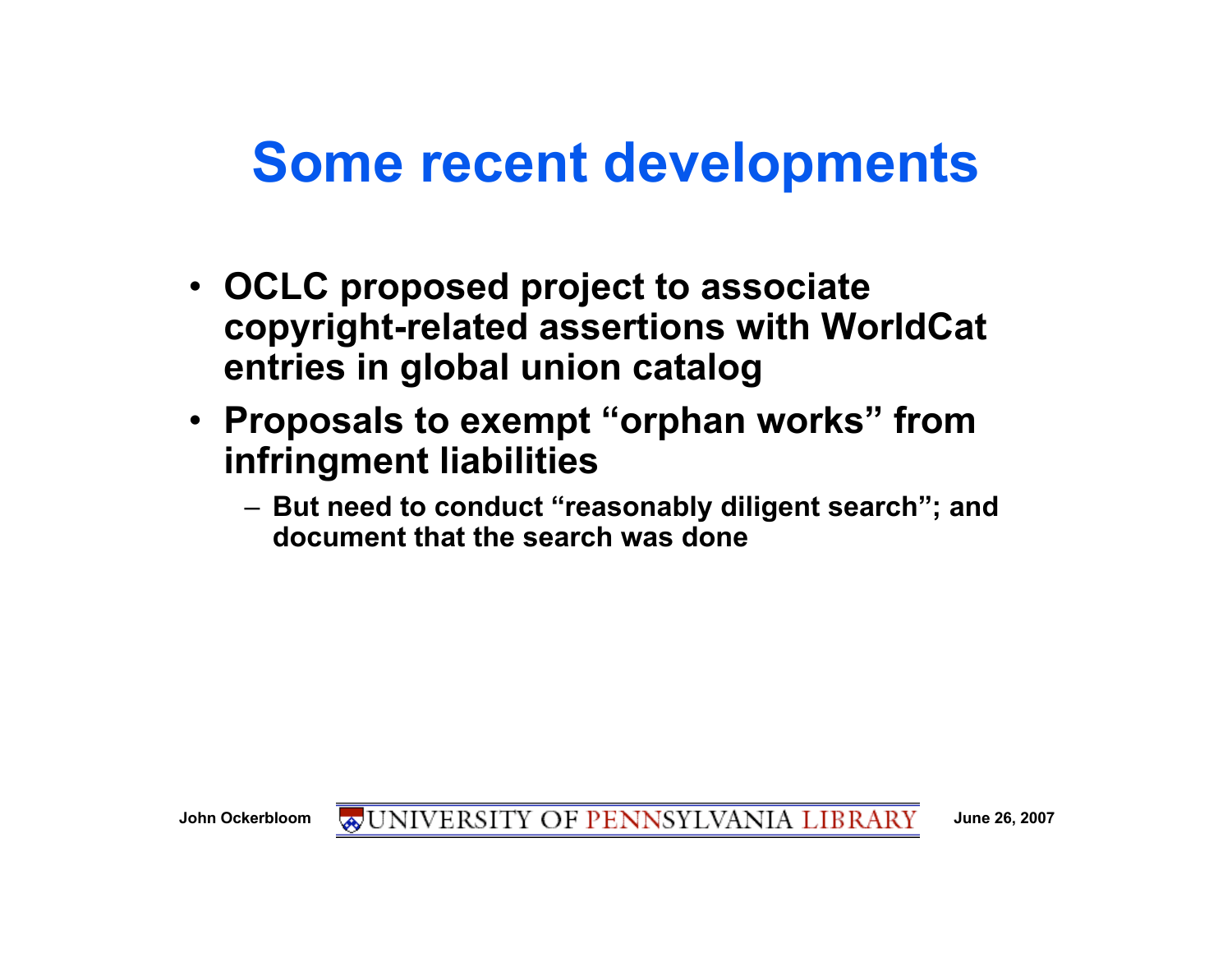# Some recent developments

- OCLC proposed project to associate copyright-related assertions with WorldCat entries in global union catalog
- Proposals to exempt "orphan works" from infringment liabilities
  - But need to conduct "reasonably diligent search"; and document that the search was done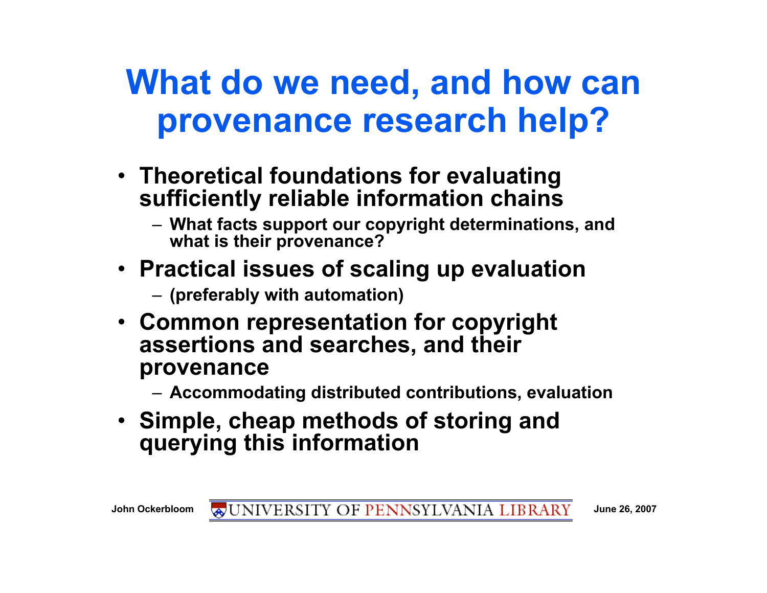# What do we need, and how can provenance research help?

- **Theoretical foundations for evaluating sufficiently reliable information chains**
  - **What facts support our copyright determinations, and what is their provenance?**
- **Practical issues of scaling up evaluation**
  - **(preferably with automation)**
- **Common representation for copyright assertions and searches, and their provenance**
  - **Accommodating distributed contributions, evaluation**
- **Simple, cheap methods of storing and querying this information**